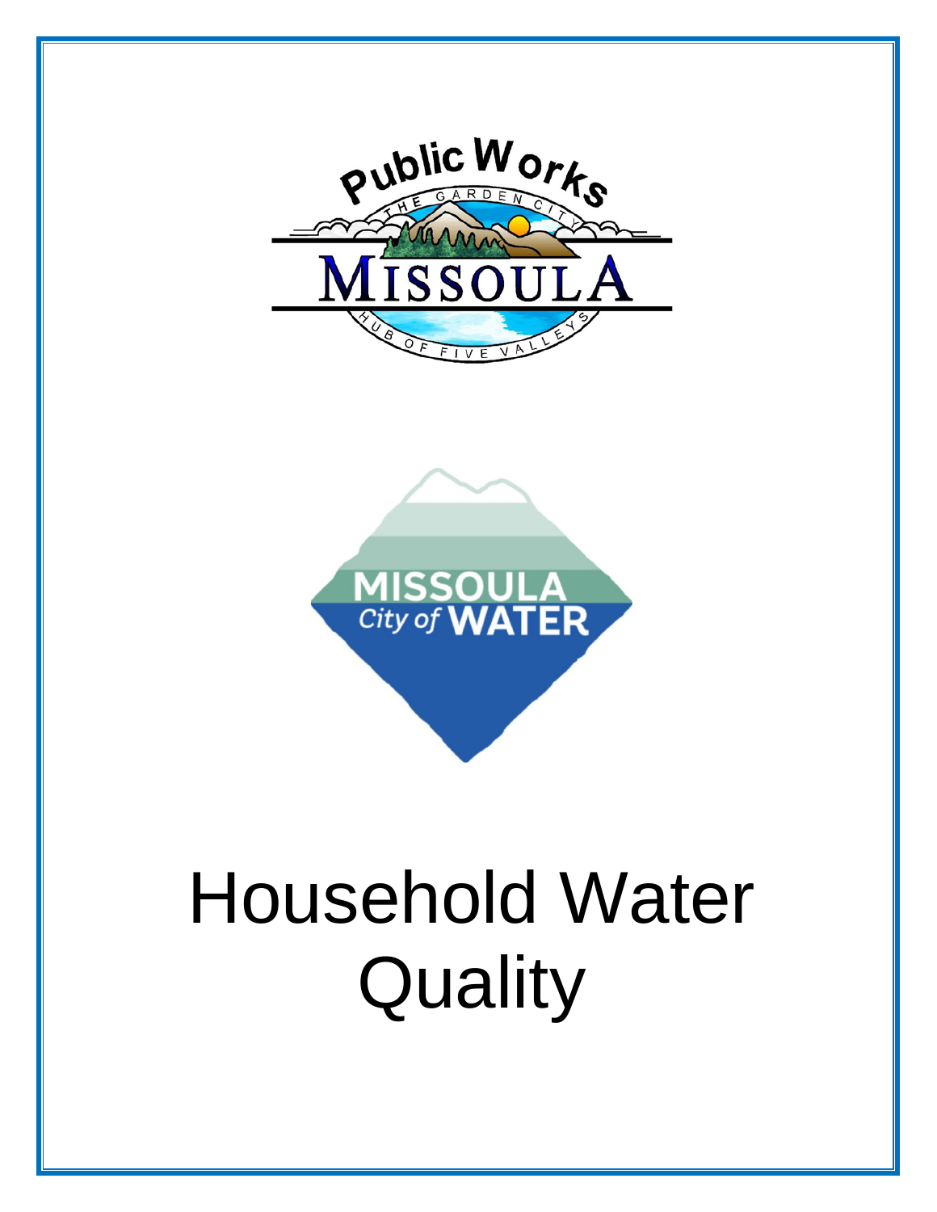Public Works

THE GARDEN CITY

MISSOULA

HUB OF FIVE VALLEYS

MISSOULA City of WATER

# Household Water Quality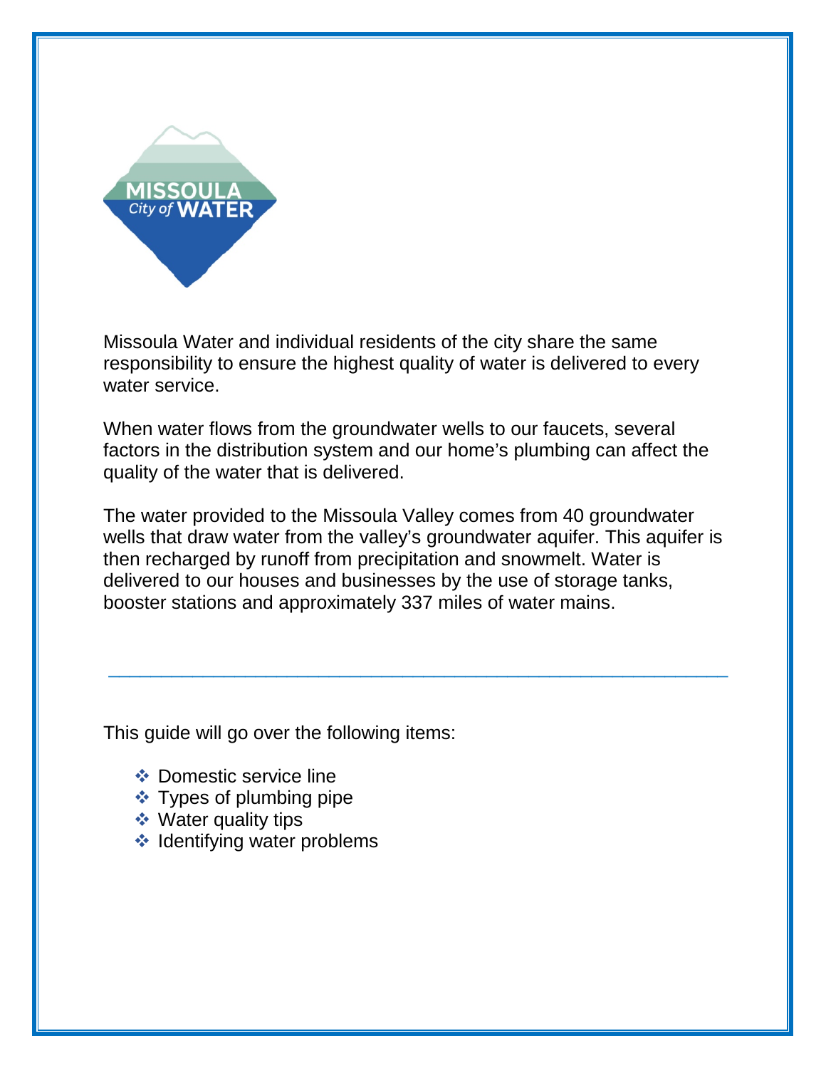Missoula Water and individual residents of the city share the same responsibility to ensure the highest quality of water is delivered to every water service.

When water flows from the groundwater wells to our faucets, several factors in the distribution system and our home's plumbing can affect the quality of the water that is delivered.

The water provided to the Missoula Valley comes from 40 groundwater wells that draw water from the valley's groundwater aquifer. This aquifer is then recharged by runoff from precipitation and snowmelt. Water is delivered to our houses and businesses by the use of storage tanks, booster stations and approximately 337 miles of water mains.

---

This guide will go over the following items:

- Domestic service line
- Types of plumbing pipe
- Water quality tips
- Identifying water problems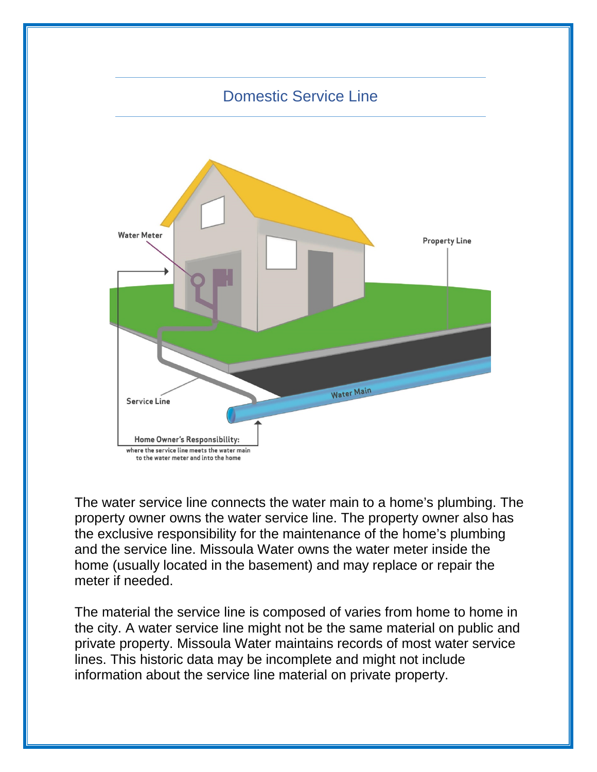## Domestic Service Line

The water service line connects the water main to a home's plumbing. The property owner owns the water service line. The property owner also has the exclusive responsibility for the maintenance of the home's plumbing and the service line. Missoula Water owns the water meter inside the home (usually located in the basement) and may replace or repair the meter if needed.

The material the service line is composed of varies from home to home in the city. A water service line might not be the same material on public and private property. Missoula Water maintains records of most water service lines. This historic data may be incomplete and might not include information about the service line material on private property.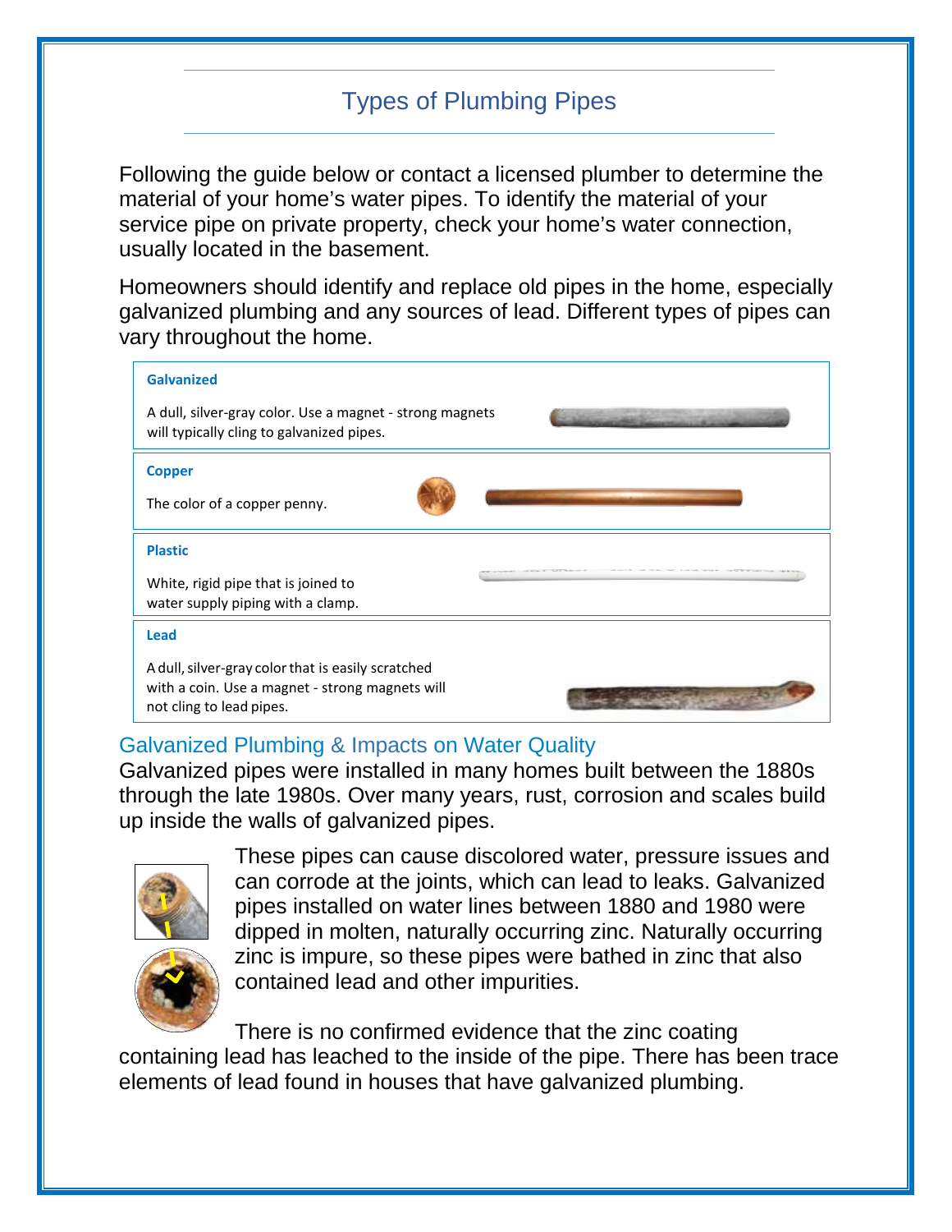# Types of Plumbing Pipes

Following the guide below or contact a licensed plumber to determine the material of your home's water pipes. To identify the material of your service pipe on private property, check your home's water connection, usually located in the basement.

Homeowners should identify and replace old pipes in the home, especially galvanized plumbing and any sources of lead. Different types of pipes can vary throughout the home.

**Galvanized**

A dull, silver-gray color. Use a magnet - strong magnets will typically cling to galvanized pipes.

**Copper**

The color of a copper penny.

**Plastic**

White, rigid pipe that is joined to water supply piping with a clamp.

**Lead**

A dull, silver-gray color that is easily scratched with a coin. Use a magnet - strong magnets will not cling to lead pipes.

## Galvanized Plumbing & Impacts on Water Quality

Galvanized pipes were installed in many homes built between the 1880s through the late 1980s. Over many years, rust, corrosion and scales build up inside the walls of galvanized pipes.

These pipes can cause discolored water, pressure issues and can corrode at the joints, which can lead to leaks. Galvanized pipes installed on water lines between 1880 and 1980 were dipped in molten, naturally occurring zinc. Naturally occurring zinc is impure, so these pipes were bathed in zinc that also contained lead and other impurities.

There is no confirmed evidence that the zinc coating containing lead has leached to the inside of the pipe. There has been trace elements of lead found in houses that have galvanized plumbing.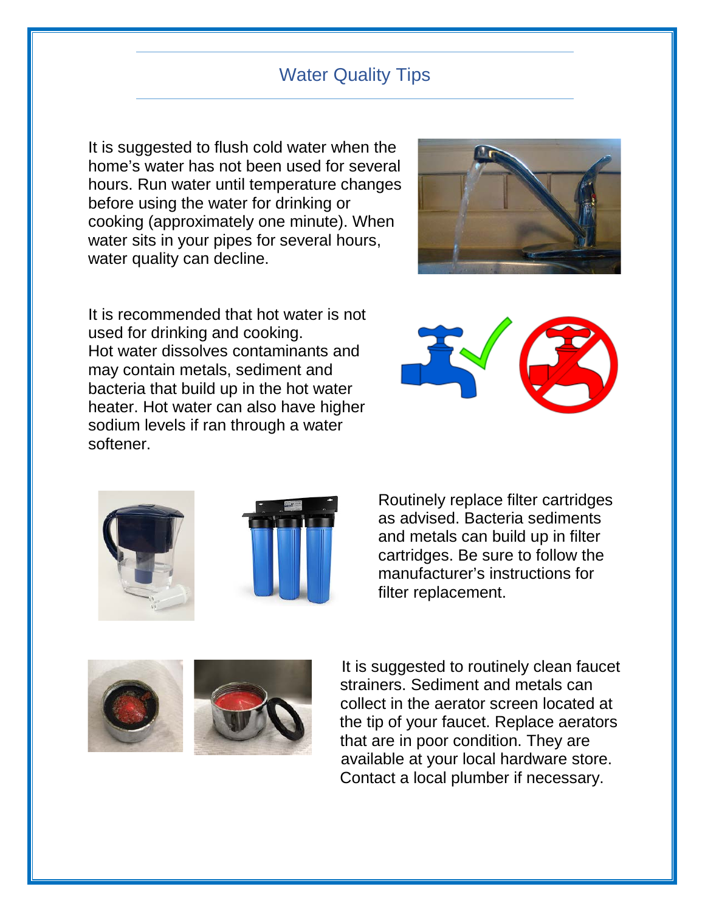# Water Quality Tips

It is suggested to flush cold water when the home's water has not been used for several hours. Run water until temperature changes before using the water for drinking or cooking (approximately one minute). When water sits in your pipes for several hours, water quality can decline.

It is recommended that hot water is not used for drinking and cooking. Hot water dissolves contaminants and may contain metals, sediment and bacteria that build up in the hot water heater. Hot water can also have higher sodium levels if ran through a water softener.

Routinely replace filter cartridges as advised. Bacteria sediments and metals can build up in filter cartridges. Be sure to follow the manufacturer's instructions for filter replacement.

It is suggested to routinely clean faucet strainers. Sediment and metals can collect in the aerator screen located at the tip of your faucet. Replace aerators that are in poor condition. They are available at your local hardware store. Contact a local plumber if necessary.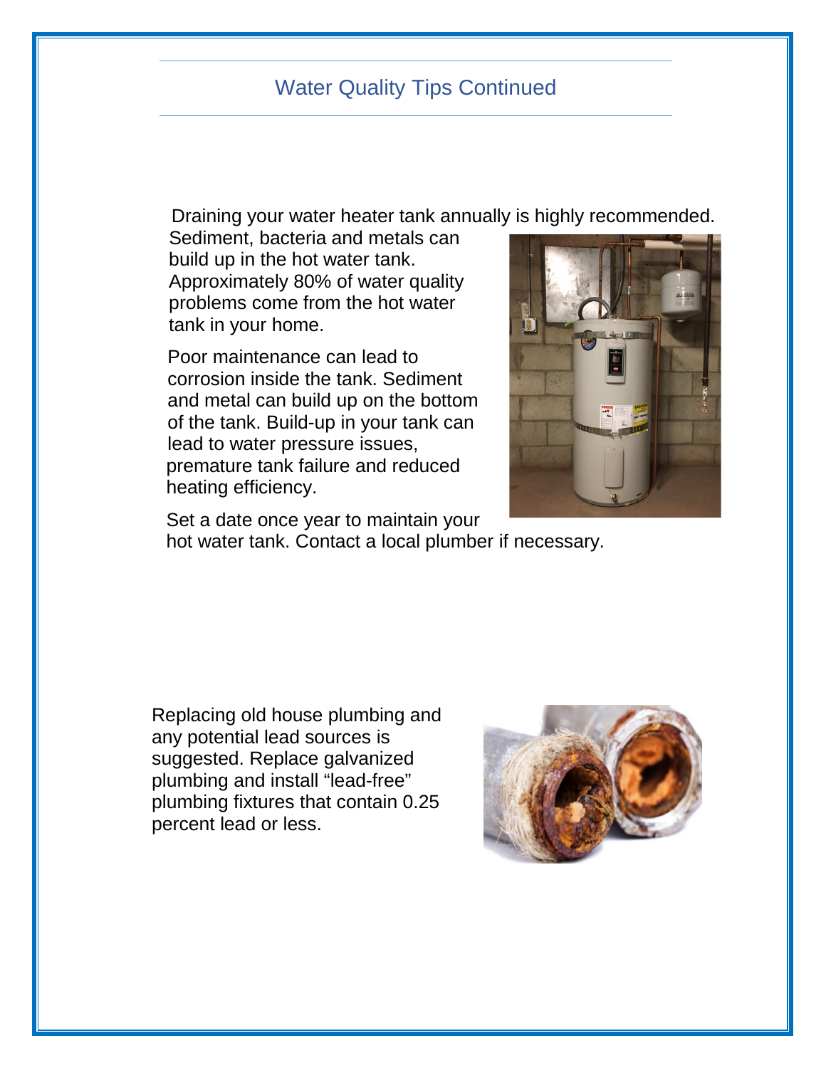## Water Quality Tips Continued

Draining your water heater tank annually is highly recommended. Sediment, bacteria and metals can build up in the hot water tank. Approximately 80% of water quality problems come from the hot water tank in your home.

Poor maintenance can lead to corrosion inside the tank. Sediment and metal can build up on the bottom of the tank. Build-up in your tank can lead to water pressure issues, premature tank failure and reduced heating efficiency.

Set a date once year to maintain your hot water tank. Contact a local plumber if necessary.

Replacing old house plumbing and any potential lead sources is suggested. Replace galvanized plumbing and install "lead-free" plumbing fixtures that contain 0.25 percent lead or less.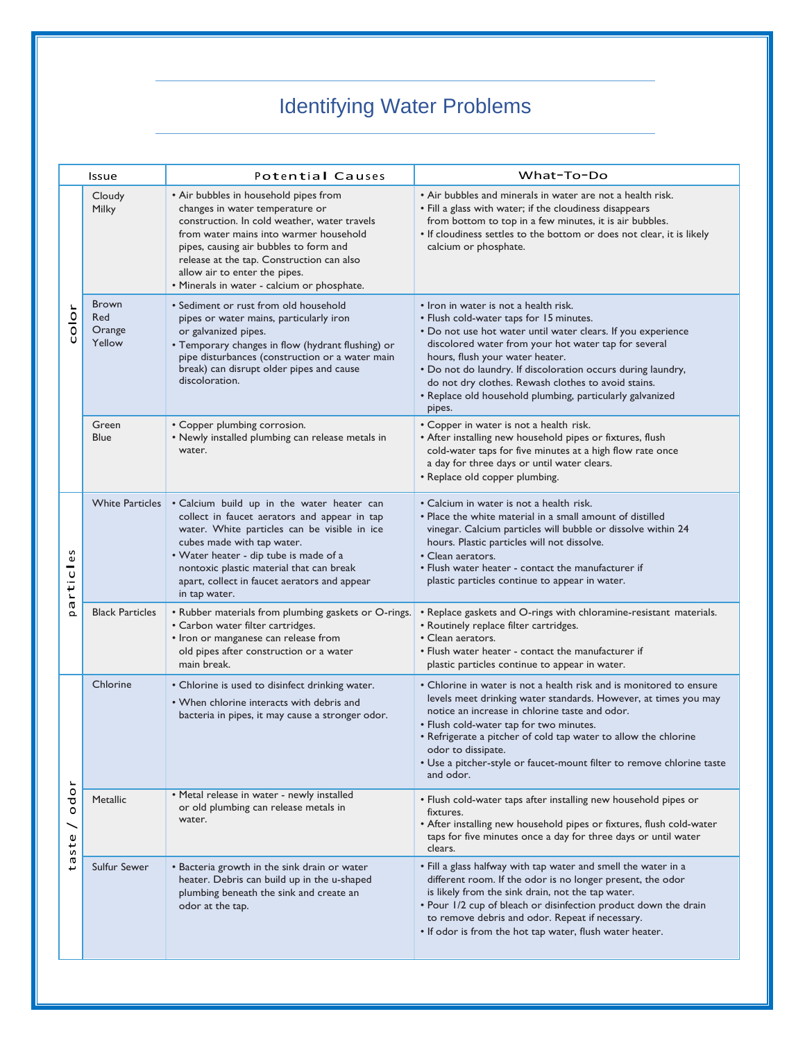# Identifying Water Problems

| | Issue | Potential Causes | What-To-Do |
|---|---|---|---|
| color | Cloudy<br>Milky | • Air bubbles in household pipes from changes in water temperature or construction. In cold weather, water travels from water mains into warmer household pipes, causing air bubbles to form and release at the tap. Construction can also allow air to enter the pipes.<br>• Minerals in water - calcium or phosphate. | • Air bubbles and minerals in water are not a health risk.<br>• Fill a glass with water; if the cloudiness disappears from bottom to top in a few minutes, it is air bubbles.<br>• If cloudiness settles to the bottom or does not clear, it is likely calcium or phosphate. |
| | Brown<br>Red<br>Orange<br>Yellow | • Sediment or rust from old household pipes or water mains, particularly iron or galvanized pipes.<br>• Temporary changes in flow (hydrant flushing) or pipe disturbances (construction or a water main break) can disrupt older pipes and cause discoloration. | • Iron in water is not a health risk.<br>• Flush cold-water taps for 15 minutes.<br>• Do not use hot water until water clears. If you experience discolored water from your hot water tap for several hours, flush your water heater.<br>• Do not do laundry. If discoloration occurs during laundry, do not dry clothes. Rewash clothes to avoid stains.<br>• Replace old household plumbing, particularly galvanized pipes. |
| | Green<br>Blue | • Copper plumbing corrosion.<br>• Newly installed plumbing can release metals in water. | • Copper in water is not a health risk.<br>• After installing new household pipes or fixtures, flush cold-water taps for five minutes at a high flow rate once a day for three days or until water clears.<br>• Replace old copper plumbing. |
| particles | White Particles | • Calcium build up in the water heater can collect in faucet aerators and appear in tap water. White particles can be visible in ice cubes made with tap water.<br>• Water heater - dip tube is made of a nontoxic plastic material that can break apart, collect in faucet aerators and appear in tap water. | • Calcium in water is not a health risk.<br>• Place the white material in a small amount of distilled vinegar. Calcium particles will bubble or dissolve within 24 hours. Plastic particles will not dissolve.<br>• Clean aerators.<br>• Flush water heater - contact the manufacturer if plastic particles continue to appear in water. |
| | Black Particles | • Rubber materials from plumbing gaskets or O-rings.<br>• Carbon water filter cartridges.<br>• Iron or manganese can release from old pipes after construction or a water main break. | • Replace gaskets and O-rings with chloramine-resistant materials.<br>• Routinely replace filter cartridges.<br>• Clean aerators.<br>• Flush water heater - contact the manufacturer if plastic particles continue to appear in water. |
| taste / odor | Chlorine | • Chlorine is used to disinfect drinking water.<br>• When chlorine interacts with debris and bacteria in pipes, it may cause a stronger odor. | • Chlorine in water is not a health risk and is monitored to ensure levels meet drinking water standards. However, at times you may notice an increase in chlorine taste and odor.<br>• Flush cold-water tap for two minutes.<br>• Refrigerate a pitcher of cold tap water to allow the chlorine odor to dissipate.<br>• Use a pitcher-style or faucet-mount filter to remove chlorine taste and odor. |
| | Metallic | • Metal release in water - newly installed or old plumbing can release metals in water. | • Flush cold-water taps after installing new household pipes or fixtures.<br>• After installing new household pipes or fixtures, flush cold-water taps for five minutes once a day for three days or until water clears. |
| | Sulfur Sewer | • Bacteria growth in the sink drain or water heater. Debris can build up in the u-shaped plumbing beneath the sink and create an odor at the tap. | • Fill a glass halfway with tap water and smell the water in a different room. If the odor is no longer present, the odor is likely from the sink drain, not the tap water.<br>• Pour 1/2 cup of bleach or disinfection product down the drain to remove debris and odor. Repeat if necessary.<br>• If odor is from the hot tap water, flush water heater. |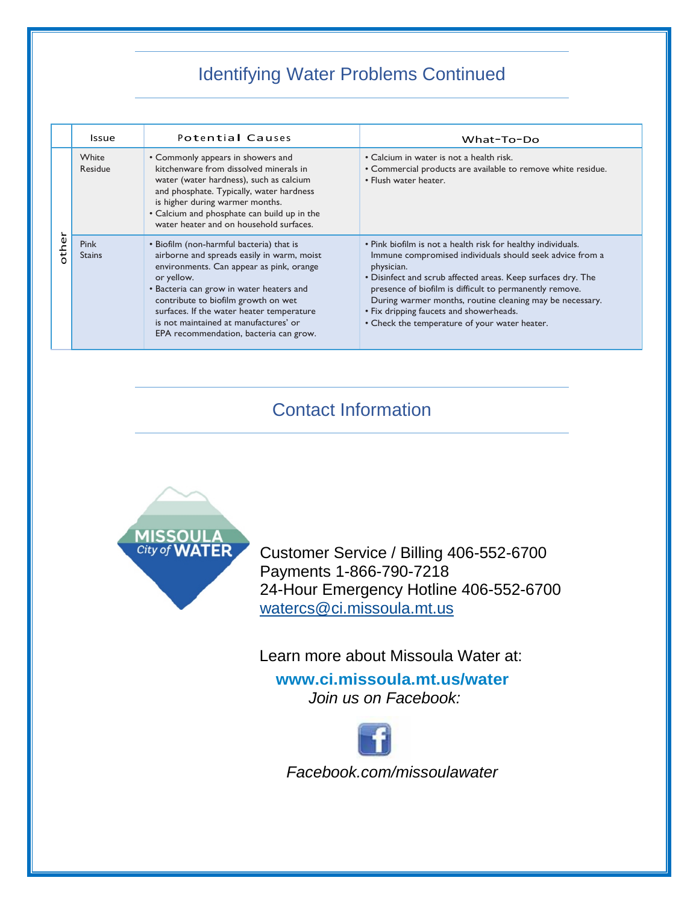## Identifying Water Problems Continued

| | Issue | Potential Causes | What-To-Do |
|---|---|---|---|
| other | White Residue | • Commonly appears in showers and kitchenware from dissolved minerals in water (water hardness), such as calcium and phosphate. Typically, water hardness is higher during warmer months.<br>• Calcium and phosphate can build up in the water heater and on household surfaces. | • Calcium in water is not a health risk.<br>• Commercial products are available to remove white residue.<br>• Flush water heater. |
| | Pink Stains | • Biofilm (non-harmful bacteria) that is airborne and spreads easily in warm, moist environments. Can appear as pink, orange or yellow.<br>• Bacteria can grow in water heaters and contribute to biofilm growth on wet surfaces. If the water heater temperature is not maintained at manufactures' or EPA recommendation, bacteria can grow. | • Pink biofilm is not a health risk for healthy individuals. Immune compromised individuals should seek advice from a physician.<br>• Disinfect and scrub affected areas. Keep surfaces dry. The presence of biofilm is difficult to permanently remove. During warmer months, routine cleaning may be necessary.<br>• Fix dripping faucets and showerheads.<br>• Check the temperature of your water heater. |

## Contact Information

MISSOULA City of WATER

Customer Service / Billing 406-552-6700
Payments 1-866-790-7218
24-Hour Emergency Hotline 406-552-6700
watercs@ci.missoula.mt.us

Learn more about Missoula Water at:

**www.ci.missoula.mt.us/water**

*Join us on Facebook:*

*Facebook.com/missoulawater*